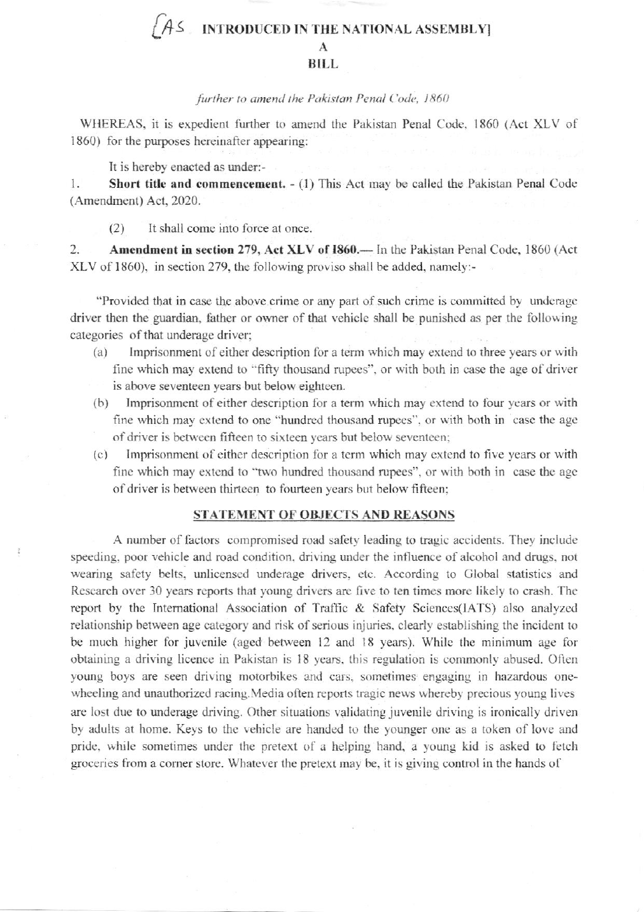[AS INTRODUCED IN THE NATIONAL ASSEMBLY]

# A
# BILL

*further to amend the Pakistan Penal Code, 1860*

WHEREAS, it is expedient further to amend the Pakistan Penal Code, 1860 (Act XLV of 1860) for the purposes hereinafter appearing:

It is hereby enacted as under:-

1. **Short title and commencement.** - (1) This Act may be called the Pakistan Penal Code (Amendment) Act, 2020.

 (2) It shall come into force at once.

2. **Amendment in section 279, Act XLV of 1860.**— In the Pakistan Penal Code, 1860 (Act XLV of 1860), in section 279, the following proviso shall be added, namely:-

"Provided that in case the above crime or any part of such crime is committed by underage driver then the guardian, father or owner of that vehicle shall be punished as per the following categories of that underage driver;

(a) Imprisonment of either description for a term which may extend to three years or with fine which may extend to "fifty thousand rupees", or with both in case the age of driver is above seventeen years but below eighteen.

(b) Imprisonment of either description for a term which may extend to four years or with fine which may extend to one "hundred thousand rupees", or with both in case the age of driver is between fifteen to sixteen years but below seventeen;

(c) Imprisonment of either description for a term which may extend to five years or with fine which may extend to "two hundred thousand rupees", or with both in case the age of driver is between thirteen to fourteen years but below fifteen;

## STATEMENT OF OBJECTS AND REASONS

A number of factors compromised road safety leading to tragic accidents. They include speeding, poor vehicle and road condition, driving under the influence of alcohol and drugs, not wearing safety belts, unlicensed underage drivers, etc. According to Global statistics and Research over 30 years reports that young drivers are five to ten times more likely to crash. The report by the International Association of Traffic & Safety Sciences(IATS) also analyzed relationship between age category and risk of serious injuries, clearly establishing the incident to be much higher for juvenile (aged between 12 and 18 years). While the minimum age for obtaining a driving licence in Pakistan is 18 years, this regulation is commonly abused. Often young boys are seen driving motorbikes and cars, sometimes engaging in hazardous one-wheeling and unauthorized racing.Media often reports tragic news whereby precious young lives are lost due to underage driving. Other situations validating juvenile driving is ironically driven by adults at home. Keys to the vehicle are handed to the younger one as a token of love and pride, while sometimes under the pretext of a helping hand, a young kid is asked to fetch groceries from a corner store. Whatever the pretext may be, it is giving control in the hands of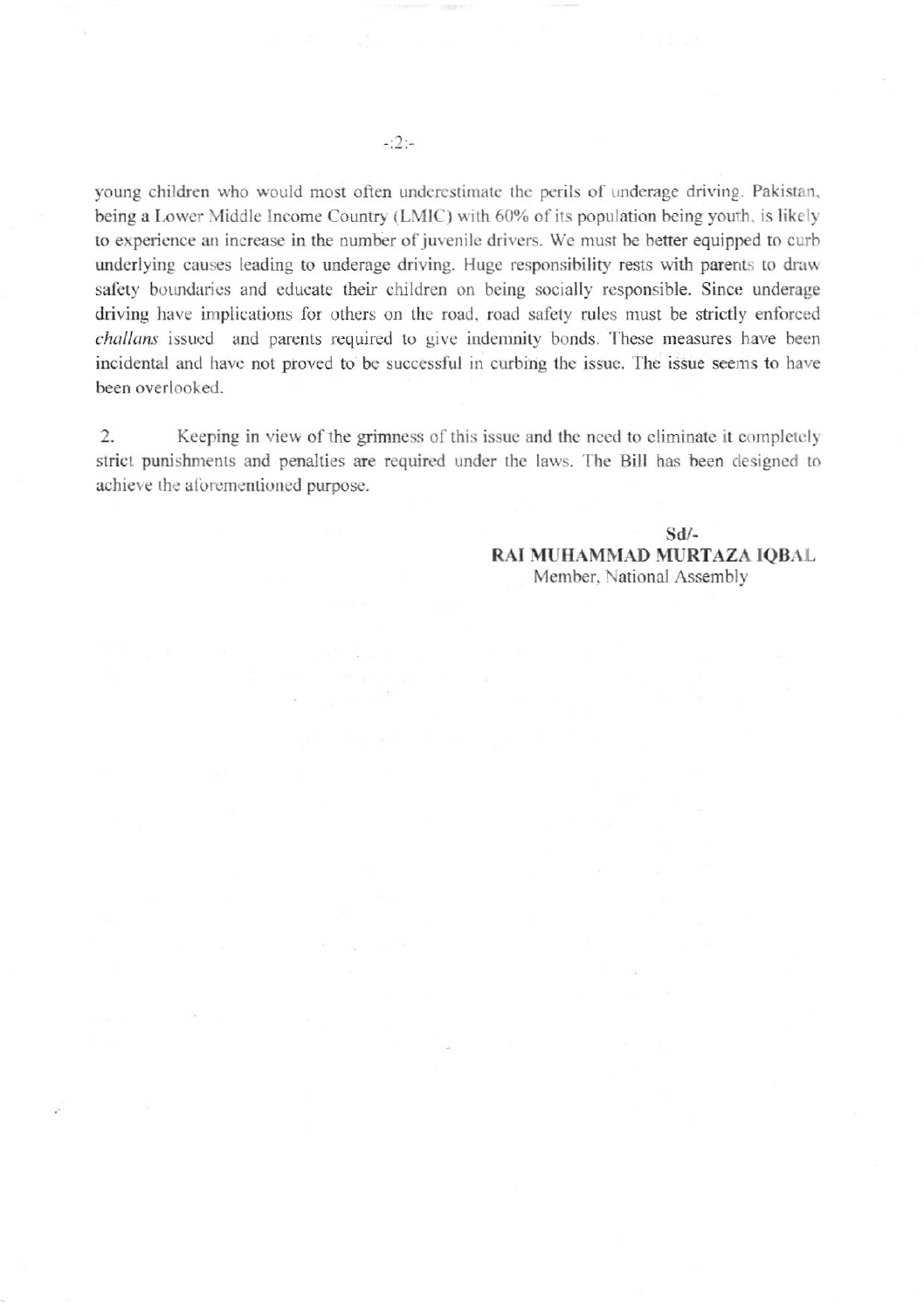young children who would most often underestimate the perils of underage driving. Pakistan, being a Lower Middle Income Country (LMIC) with 60% of its population being youth, is likely to experience an increase in the number of juvenile drivers. We must be better equipped to curb underlying causes leading to underage driving. Huge responsibility rests with parents to draw safety boundaries and educate their children on being socially responsible. Since underage driving have implications for others on the road, road safety rules must be strictly enforced *challans* issued and parents required to give indemnity bonds. These measures have been incidental and have not proved to be successful in curbing the issue. The issue seems to have been overlooked.

2. Keeping in view of the grimness of this issue and the need to eliminate it completely strict punishments and penalties are required under the laws. The Bill has been designed to achieve the aforementioned purpose.

**Sd/-**
**RAI MUHAMMAD MURTAZA IQBAL**
Member, National Assembly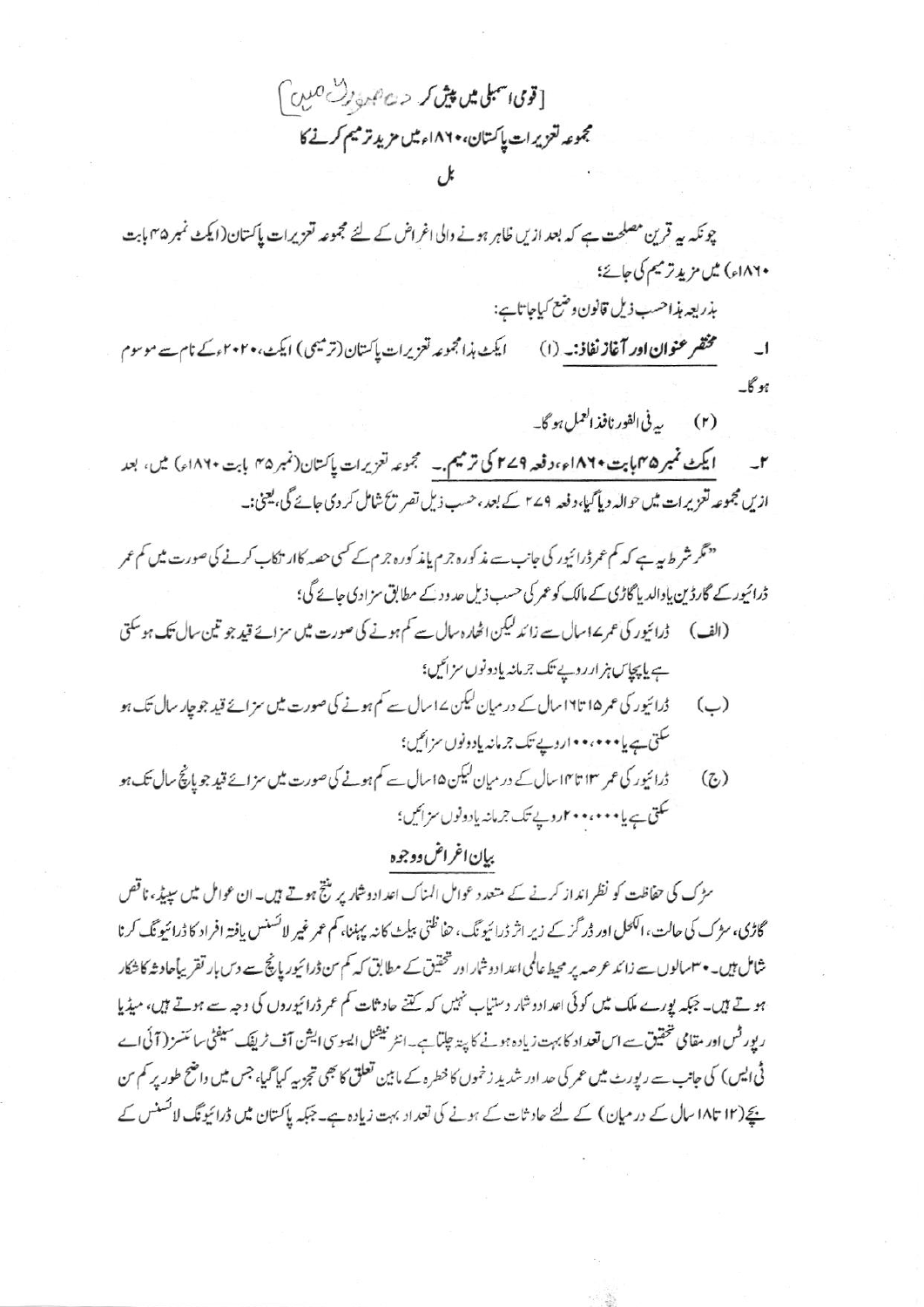[قومی اسمبلی میں پیش کردہ صورت میں]

مجموعہ تعزیرات پاکستان، ۱۸۶۰ء میں مزید ترمیم کرنے کا

بل

چونکہ یہ قرین مصلحت ہے کہ بعد ازیں ظاہر ہونے والی اغراض کے لئے مجموعہ تعزیرات پاکستان (ایکٹ نمبر ۴۵ بابت ۱۸۶۰ء) میں مزید ترمیم کی جائے؛

بذریعہ ہذا حسب ذیل قانون وضع کیا جاتا ہے:

۱۔ **مختصر عنوان اور آغاز نفاذ:۔** (۱) ایکٹ ہذا مجموعہ تعزیرات پاکستان (ترمیمی) ایکٹ، ۲۰۲۰ء کے نام سے موسوم ہو گا۔

(۲) یہ فی الفور نافذ العمل ہو گا۔

۲۔ **ایکٹ نمبر ۴۵ بابت ۱۸۶۰ء، دفعہ ۲۷۹ کی ترمیم۔** مجموعہ تعزیرات پاکستان (نمبر ۴۵ بابت ۱۸۶۰ء) میں، بعد ازیں مجموعہ تعزیرات میں حوالہ دیا گیا، دفعہ ۲۷۹ کے بعد، حسب ذیل تصریح شامل کر دی جائے گی، یعنی:۔

"مگر شرط یہ ہے کہ کم عمر ڈرائیور کی جانب سے مذکورہ جرم یا مذکورہ جرم کے کسی حصہ کا ارتکاب کرنے کی صورت میں کم عمر ڈرائیور کے گارڈین یا والدین یا گاڑی کے مالک کو عمر کی حسب ذیل حدود کے مطابق سزا دی جائے گی؛

(الف) ڈرائیور کی عمر ۱۷ سال سے زائد لیکن اٹھارہ سال سے کم ہونے کی صورت میں سزائے قید جو تین سال تک ہو سکتی ہے یا پچاس ہزار روپے تک جرمانہ یا دونوں سزائیں؛

(ب) ڈرائیور کی عمر ۱۵ تا ۱۶ سال کے درمیان لیکن ۱۷ سال سے کم ہونے کی صورت میں سزائے قید جو چار سال تک ہو سکتی ہے یا ۱۰۰،۰۰۰ روپے تک جرمانہ یا دونوں سزائیں؛

(ج) ڈرائیور کی عمر ۱۳ تا ۱۴ سال کے درمیان لیکن ۱۵ سال سے کم ہونے کی صورت میں سزائے قید جو پانچ سال تک ہو سکتی ہے یا ۲۰۰،۰۰۰ روپے تک جرمانہ یا دونوں سزائیں؛

## بیان اغراض و وجوہ

سڑک کی حفاظت کو نظر انداز کرنے کے متعدد عوامل المناک اعداد و شمار پر منتج ہوتے ہیں۔ ان عوامل میں سپیڈ، ناقص گاڑی، سڑک کی حالت، الکحل اور ڈرگز کے زیر اثر ڈرائیونگ، حفاظتی بیلٹ کا نہ پہننا، کم عمر غیر لائسنس یافتہ افراد کا ڈرائیونگ کرنا شامل ہیں۔ ۳۰ سالوں سے زائد عرصہ پر محیط عالمی اعداد و شمار اور تحقیق کے مطابق کہ کم سن ڈرائیور پانچ سے دس بار تقریباً حادثہ کا شکار ہوتے ہیں۔ جبکہ پورے ملک میں کوئی اعداد و شمار دستیاب نہیں کہ کتنے حادثات کم عمر ڈرائیوروں کی وجہ سے ہوتے ہیں، میڈیا رپورٹس اور مقامی تحقیق سے اس تعداد کا بہت زیادہ ہونے کا پتہ چلتا ہے۔ انٹرنیشنل ایسوسی ایشن آف ٹریفک سیفٹی سائنسز (آئی اے ٹی ایس) کی جانب سے رپورٹ میں عمر کی حد اور شدید زخموں کا خطرہ کے مابین تعلق کا بھی تجزیہ کیا گیا، جس میں واضح طور پر کم سن بچے (۱۲ تا ۱۸ سال کے درمیان) کے لئے حادثات کے ہونے کی تعداد بہت زیادہ ہے۔ جبکہ پاکستان میں ڈرائیونگ لائسنس کے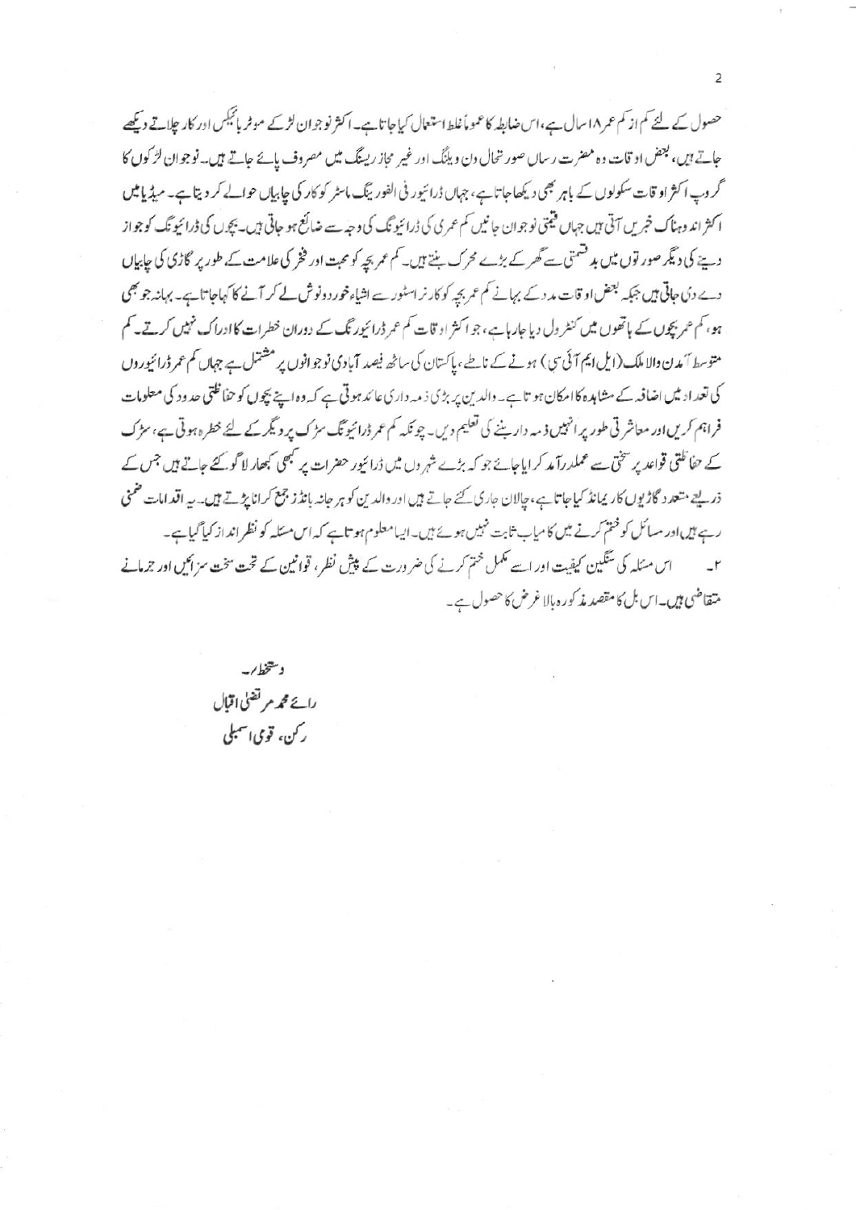حصول کے لئے کم از کم عمر ۱۸ سال ہے، اس ضابطہ کا عموماً غلط استعمال کیا جاتا ہے۔ اکثر نوجوان لڑکے موٹر بائیکس اور کار چلاتے دیکھے جاتے ہیں، بعض اوقات وہ مضرت رساں صورتحال ون ویلنگ اور غیر مجاز ریسنگ میں مصروف پائے جاتے ہیں۔ نوجوان لڑکوں کا گروپ اکثر اوقات سکولوں کے باہر بھی دیکھا جاتا ہے، جہاں ڈرائیور فی الفور بیگ ماسٹر کو کار کی چابیاں حوالے کر دیتا ہے۔ میڈیا میں اکثر اندوہناک خبریں آتی ہیں جہاں قیمتی نوجوان جانیں کم عمری کی ڈرائیونگ کی وجہ سے ضائع ہو جاتی ہیں۔ بچوں کی ڈرائیونگ کو جواز دینے کی دیگر صورتوں میں بد قسمتی سے گھر کے بڑے محرک بنتے ہیں۔ کم عمر بچہ کو محبت اور فخر کی علامت کے طور پر گاڑی کی چابیاں دے دی جاتی ہیں جبکہ بعض اوقات مدد کے بہانے کم عمر بچہ کو کارنر اسٹور سے اشیاء خورد و نوش لے کر آنے کا کہا جاتا ہے۔ بہانہ جو بھی ہو، کم عمر بچوں کے ہاتھوں میں کنٹرول دیا جا رہا ہے، جو اکثر اوقات کم عمر ڈرائیونگ کے دوران خطرات کا ادراک نہیں کرتے۔ کم متوسط آمدن والا ملک (ایل ایم آئی سی) ہونے کے ناطے، پاکستان کی ساٹھ فیصد آبادی نوجوانوں پر مشتمل ہے جہاں کم عمر ڈرائیوروں کی تعداد میں اضافہ کے مشاہدہ کا امکان ہوتا ہے۔ والدین پر بڑی ذمہ داری عائد ہوتی ہے کہ وہ اپنے بچوں کو حفاظتی حدود کی معلومات فراہم کریں اور معاشرتی طور پر انہیں ذمہ دار بننے کی تعلیم دیں۔ چونکہ کم عمر ڈرائیونگ سڑک پر دیگر کے لئے خطرہ ہوتی ہے، سڑک کے حفاظتی قواعد پر سختی سے عملدرآمد کرایا جائے جو کہ بڑے شہروں میں ڈرائیور حضرات پر کبھی کبھار لاگو کئے جاتے ہیں جس کے ذریعے متعدد گاڑیوں کا ریمانڈ کیا جاتا ہے، چالان جاری کئے جاتے ہیں اور والدین کو ہرجانہ بانڈز جمع کرانا پڑتے ہیں۔ یہ اقدامات ضمنی رہے ہیں، اور مسائل کو ختم کرنے میں کامیاب ثابت نہیں ہوئے ہیں۔ ایسا معلوم ہوتا ہے کہ اس مسئلہ کو نظر انداز کیا گیا ہے۔

۲۔ اس مسئلہ کی سنگین کیفیت اور اسے مکمل ختم کرنے کی ضرورت کے پیش نظر، قوانین کے تحت سخت سزائیں اور جرمانے متقاضی ہیں۔ اس بل کا مقصد مذکورہ بالا غرض کا حصول ہے۔

دستخط/-

رائے محمد مرتضیٰ اقبال

رکن، قومی اسمبلی